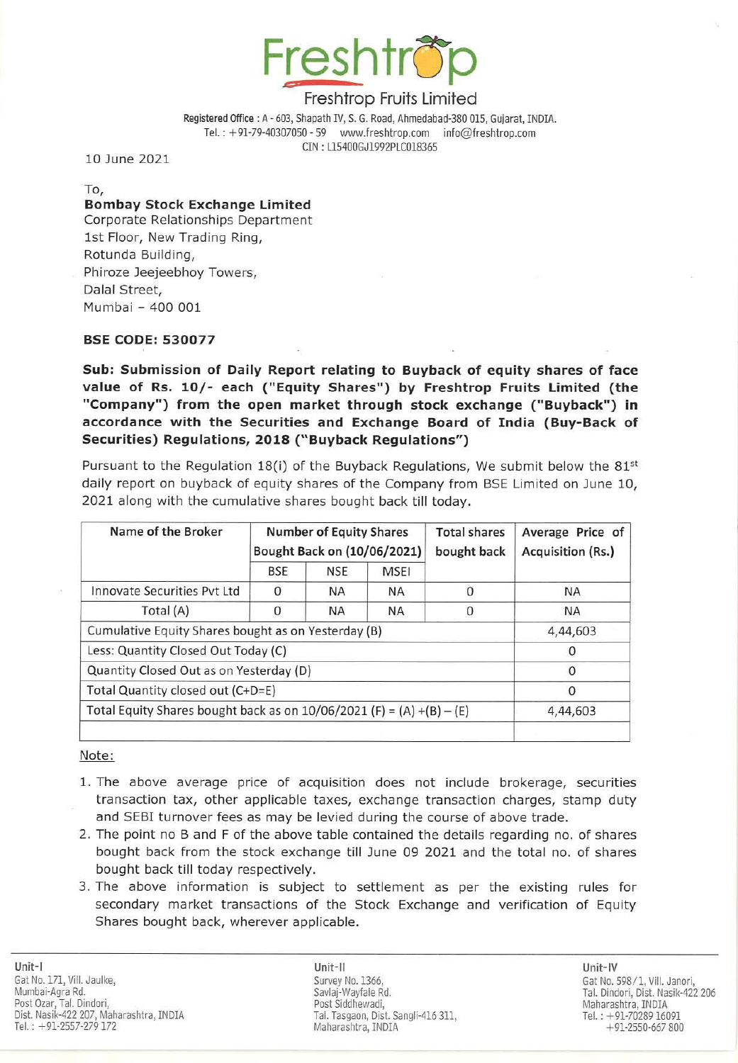# Freshtrop

Freshtrop Fruits Limited

**Registered Office** : A - 603, Shapath IV, S. G. Road, Ahmedabad-380 015, Gujarat, INDIA.
Tel. : +91-79-40307050 - 59 www.freshtrop.com info@freshtrop.com
CIN : L15400GJ1992PLC018365

10 June 2021

To,
**Bombay Stock Exchange Limited**
Corporate Relationships Department
1st Floor, New Trading Ring,
Rotunda Building,
Phiroze Jeejeebhoy Towers,
Dalal Street,
Mumbai – 400 001

**BSE CODE: 530077**

**Sub: Submission of Daily Report relating to Buyback of equity shares of face value of Rs. 10/- each ("Equity Shares") by Freshtrop Fruits Limited (the "Company") from the open market through stock exchange ("Buyback") in accordance with the Securities and Exchange Board of India (Buy-Back of Securities) Regulations, 2018 ("Buyback Regulations")**

Pursuant to the Regulation 18(i) of the Buyback Regulations, We submit below the 81st daily report on buyback of equity shares of the Company from BSE Limited on June 10, 2021 along with the cumulative shares bought back till today.

| Name of the Broker | Number of Equity Shares Bought Back on (10/06/2021) | | | Total shares bought back | Average Price of Acquisition (Rs.) |
|---|---|---|---|---|---|
| | BSE | NSE | MSEI | | |
| Innovate Securities Pvt Ltd | 0 | NA | NA | 0 | NA |
| Total (A) | 0 | NA | NA | 0 | NA |
| Cumulative Equity Shares bought as on Yesterday (B) | | | | | 4,44,603 |
| Less: Quantity Closed Out Today (C) | | | | | 0 |
| Quantity Closed Out as on Yesterday (D) | | | | | 0 |
| Total Quantity closed out (C+D=E) | | | | | 0 |
| Total Equity Shares bought back as on 10/06/2021 (F) = (A) +(B) – (E) | | | | | 4,44,603 |
| | | | | | |

Note:

1. The above average price of acquisition does not include brokerage, securities transaction tax, other applicable taxes, exchange transaction charges, stamp duty and SEBI turnover fees as may be levied during the course of above trade.
2. The point no B and F of the above table contained the details regarding no. of shares bought back from the stock exchange till June 09 2021 and the total no. of shares bought back till today respectively.
3. The above information is subject to settlement as per the existing rules for secondary market transactions of the Stock Exchange and verification of Equity Shares bought back, wherever applicable.

**Unit-I**
Gat No. 171, Vill. Jaulke,
Mumbai-Agra Rd.
Post Ozar, Tal. Dindori,
Dist. Nasik-422 207, Maharashtra, INDIA
Tel. : +91-2557-279 172

**Unit-II**
Survey No. 1366,
Savlaj-Wayfale Rd.
Post Siddhewadi,
Tal. Tasgaon, Dist. Sangli-416 311,
Maharashtra, INDIA

**Unit-IV**
Gat No. 598/1, Vill. Janori,
Tal. Dindori, Dist. Nasik-422 206
Maharashtra, INDIA
Tel. : +91-70289 16091
+91-2550-667 800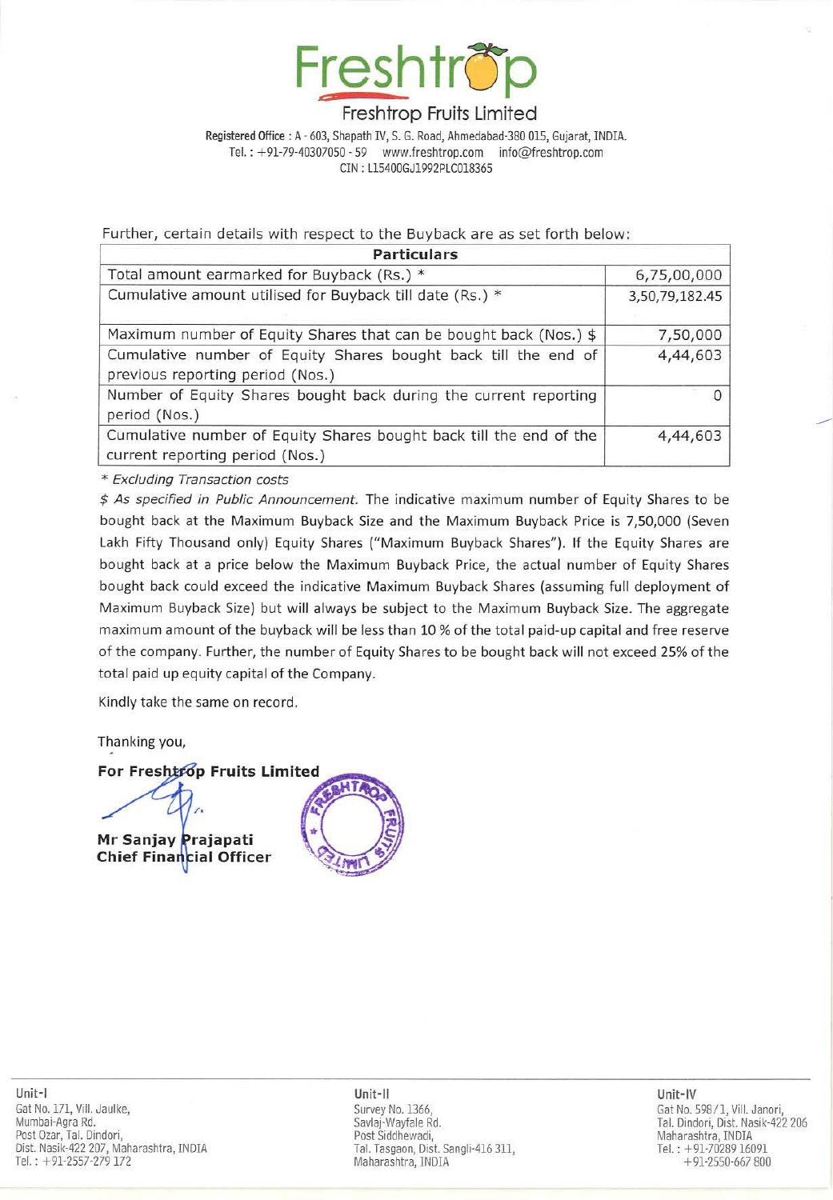# Freshtrop

Freshtrop Fruits Limited

**Registered Office** : A - 603, Shapath IV, S. G. Road, Ahmedabad-380 015, Gujarat, INDIA.
Tel. : +91-79-40307050 - 59 www.freshtrop.com info@freshtrop.com
CIN : L15400GJ1992PLC018365

Further, certain details with respect to the Buyback are as set forth below:

| Particulars | |
|---|---|
| Total amount earmarked for Buyback (Rs.) * | 6,75,00,000 |
| Cumulative amount utilised for Buyback till date (Rs.) * | 3,50,79,182.45 |
| Maximum number of Equity Shares that can be bought back (Nos.) $ | 7,50,000 |
| Cumulative number of Equity Shares bought back till the end of previous reporting period (Nos.) | 4,44,603 |
| Number of Equity Shares bought back during the current reporting period (Nos.) | 0 |
| Cumulative number of Equity Shares bought back till the end of the current reporting period (Nos.) | 4,44,603 |

* *Excluding Transaction costs*

$ *As specified in Public Announcement.* The indicative maximum number of Equity Shares to be bought back at the Maximum Buyback Size and the Maximum Buyback Price is 7,50,000 (Seven Lakh Fifty Thousand only) Equity Shares ("Maximum Buyback Shares"). If the Equity Shares are bought back at a price below the Maximum Buyback Price, the actual number of Equity Shares bought back could exceed the indicative Maximum Buyback Shares (assuming full deployment of Maximum Buyback Size) but will always be subject to the Maximum Buyback Size. The aggregate maximum amount of the buyback will be less than 10 % of the total paid-up capital and free reserve of the company. Further, the number of Equity Shares to be bought back will not exceed 25% of the total paid up equity capital of the Company.

Kindly take the same on record.

Thanking you,

**For Freshtrop Fruits Limited**

**Mr Sanjay Prajapati**
**Chief Financial Officer**

Unit-I
Gat No. 171, Vill. Jaulke,
Mumbai-Agra Rd.
Post Ozar, Tal. Dindori,
Dist. Nasik-422 207, Maharashtra, INDIA
Tel. : +91-2557-279 172

Unit-II
Survey No. 1366,
Savlaj-Wayfale Rd.
Post Siddhewadi,
Tal. Tasgaon, Dist. Sangli-416 311,
Maharashtra, INDIA

Unit-IV
Gat No. 598/1, Vill. Janori,
Tal. Dindori, Dist. Nasik-422 206
Maharashtra, INDIA
Tel. : +91-70289 16091
+91-2550-667 800